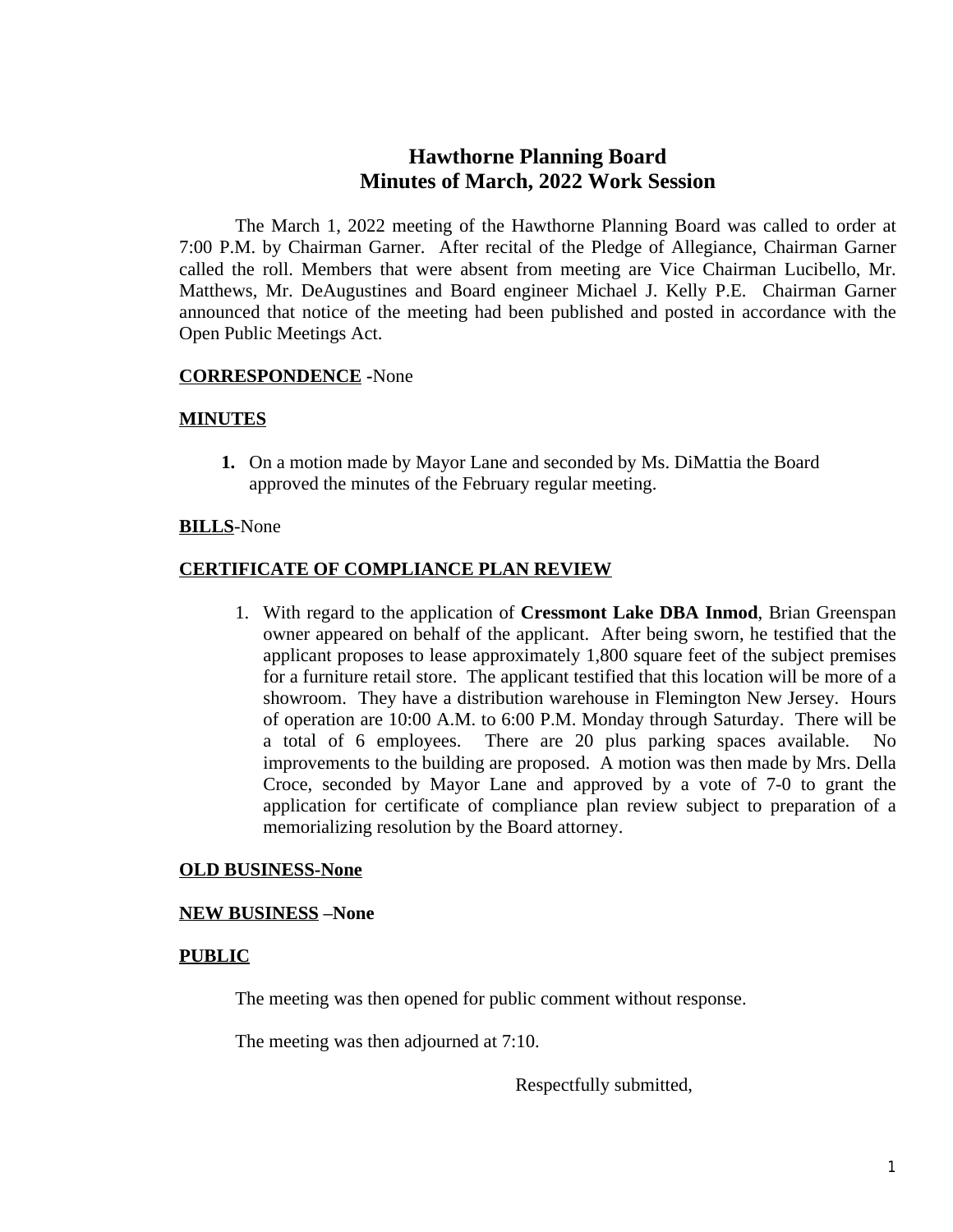# Hawthorne Planning Board
## Minutes of March, 2022 Work Session

The March 1, 2022 meeting of the Hawthorne Planning Board was called to order at 7:00 P.M. by Chairman Garner. After recital of the Pledge of Allegiance, Chairman Garner called the roll. Members that were absent from meeting are Vice Chairman Lucibello, Mr. Matthews, Mr. DeAugustines and Board engineer Michael J. Kelly P.E. Chairman Garner announced that notice of the meeting had been published and posted in accordance with the Open Public Meetings Act.

**CORRESPONDENCE** -None

**MINUTES**

1. On a motion made by Mayor Lane and seconded by Ms. DiMattia the Board approved the minutes of the February regular meeting.

**BILLS**-None

**CERTIFICATE OF COMPLIANCE PLAN REVIEW**

1. With regard to the application of **Cressmont Lake DBA Inmod**, Brian Greenspan owner appeared on behalf of the applicant. After being sworn, he testified that the applicant proposes to lease approximately 1,800 square feet of the subject premises for a furniture retail store. The applicant testified that this location will be more of a showroom. They have a distribution warehouse in Flemington New Jersey. Hours of operation are 10:00 A.M. to 6:00 P.M. Monday through Saturday. There will be a total of 6 employees. There are 20 plus parking spaces available. No improvements to the building are proposed. A motion was then made by Mrs. Della Croce, seconded by Mayor Lane and approved by a vote of 7-0 to grant the application for certificate of compliance plan review subject to preparation of a memorializing resolution by the Board attorney.

**OLD BUSINESS-None**

**NEW BUSINESS –None**

**PUBLIC**

The meeting was then opened for public comment without response.

The meeting was then adjourned at 7:10.

Respectfully submitted,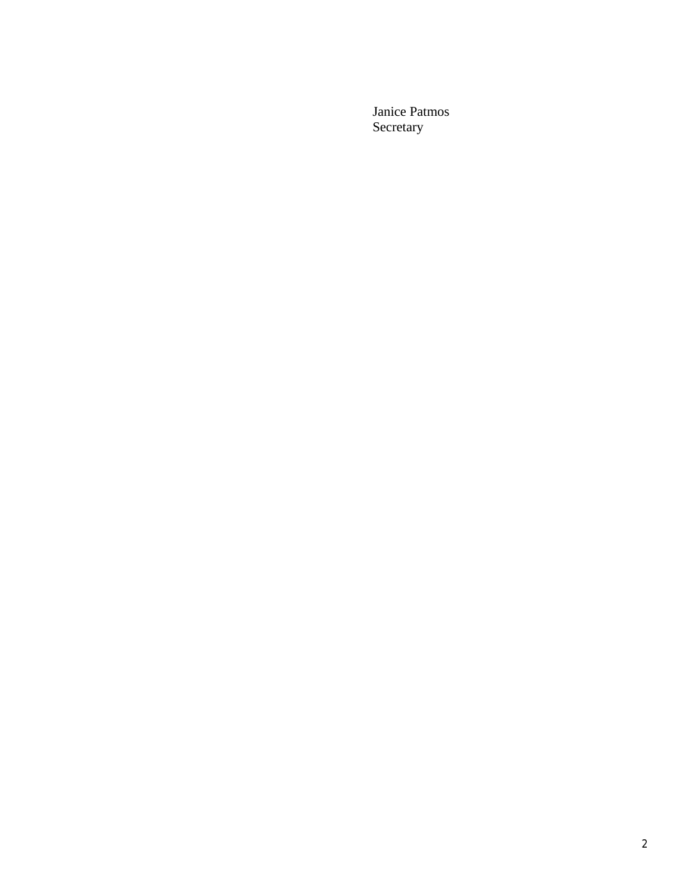Janice Patmos
Secretary